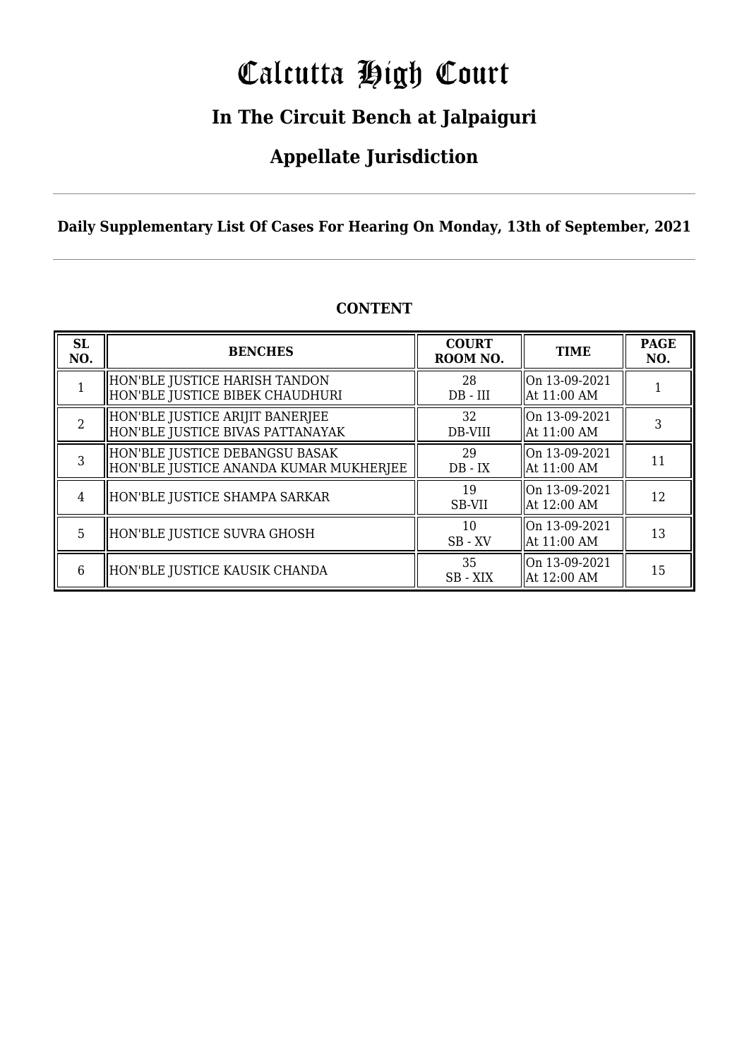# Calcutta High Court

## In The Circuit Bench at Jalpaiguri

## Appellate Jurisdiction

**Daily Supplementary List Of Cases For Hearing On Monday, 13th of September, 2021**

**CONTENT**

| SL NO. | BENCHES | COURT ROOM NO. | TIME | PAGE NO. |
|---|---|---|---|---|
| 1 | HON'BLE JUSTICE HARISH TANDON<br>HON'BLE JUSTICE BIBEK CHAUDHURI | 28<br>DB - III | On 13-09-2021<br>At 11:00 AM | 1 |
| 2 | HON'BLE JUSTICE ARIJIT BANERJEE<br>HON'BLE JUSTICE BIVAS PATTANAYAK | 32<br>DB-VIII | On 13-09-2021<br>At 11:00 AM | 3 |
| 3 | HON'BLE JUSTICE DEBANGSU BASAK<br>HON'BLE JUSTICE ANANDA KUMAR MUKHERJEE | 29<br>DB - IX | On 13-09-2021<br>At 11:00 AM | 11 |
| 4 | HON'BLE JUSTICE SHAMPA SARKAR | 19<br>SB-VII | On 13-09-2021<br>At 12:00 AM | 12 |
| 5 | HON'BLE JUSTICE SUVRA GHOSH | 10<br>SB - XV | On 13-09-2021<br>At 11:00 AM | 13 |
| 6 | HON'BLE JUSTICE KAUSIK CHANDA | 35<br>SB - XIX | On 13-09-2021<br>At 12:00 AM | 15 |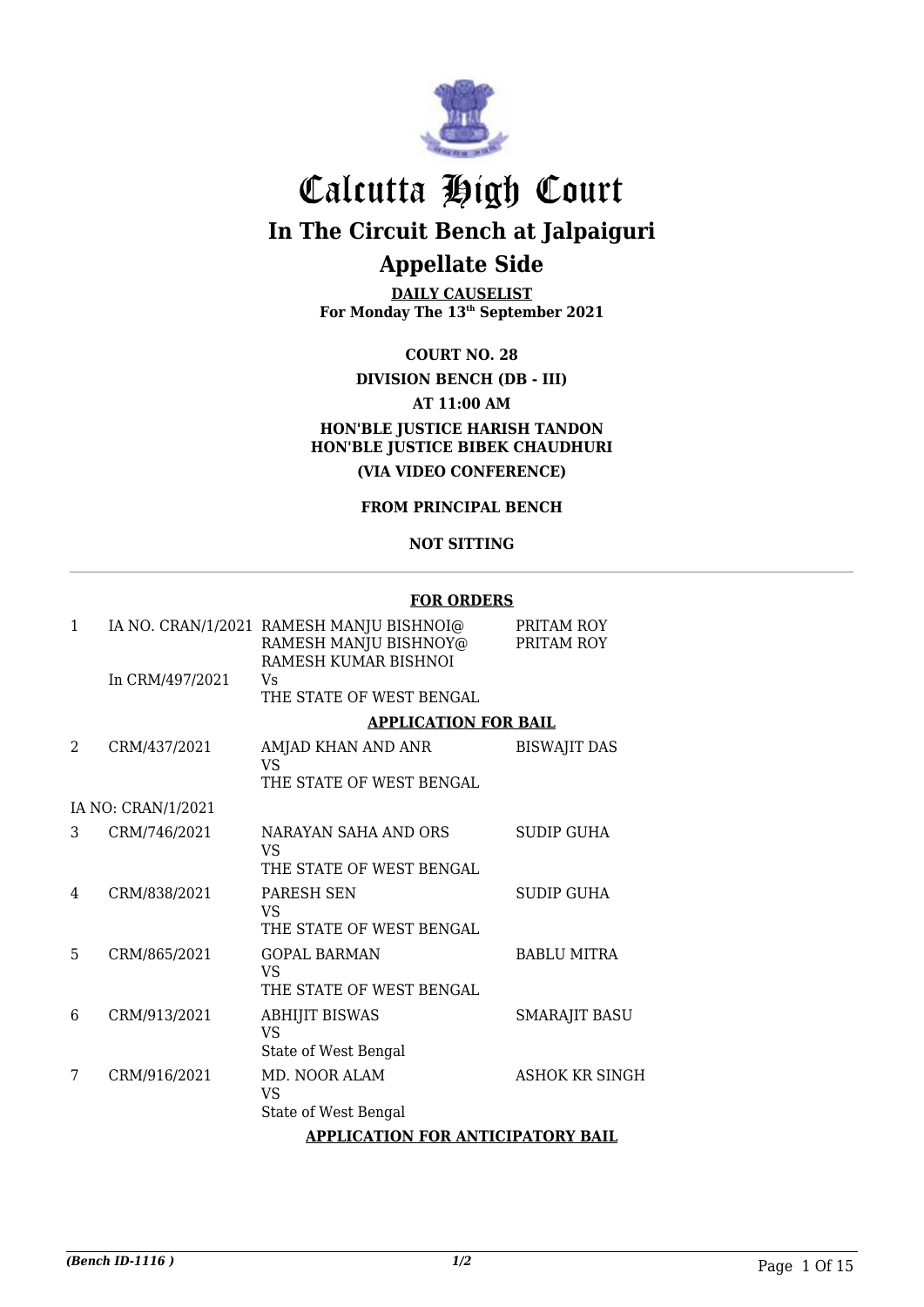# Calcutta High Court

## In The Circuit Bench at Jalpaiguri

## Appellate Side

**DAILY CAUSELIST**
**For Monday The 13th September 2021**

**COURT NO. 28**

**DIVISION BENCH (DB - III)**

**AT 11:00 AM**

**HON'BLE JUSTICE HARISH TANDON**
**HON'BLE JUSTICE BIBEK CHAUDHURI**

**(VIA VIDEO CONFERENCE)**

**FROM PRINCIPAL BENCH**

**NOT SITTING**

**FOR ORDERS**

| | | | |
|---|---|---|---|
| 1 | IA NO. CRAN/1/2021<br>In CRM/497/2021 | RAMESH MANJU BISHNOI@ RAMESH MANJU BISHNOY@ RAMESH KUMAR BISHNOI<br>Vs<br>THE STATE OF WEST BENGAL | PRITAM ROY<br>PRITAM ROY |

**APPLICATION FOR BAIL**

| | | | |
|---|---|---|---|
| 2 | CRM/437/2021 | AMJAD KHAN AND ANR<br>VS<br>THE STATE OF WEST BENGAL | BISWAJIT DAS |
| | IA NO: CRAN/1/2021 | | |
| 3 | CRM/746/2021 | NARAYAN SAHA AND ORS<br>VS<br>THE STATE OF WEST BENGAL | SUDIP GUHA |
| 4 | CRM/838/2021 | PARESH SEN<br>VS<br>THE STATE OF WEST BENGAL | SUDIP GUHA |
| 5 | CRM/865/2021 | GOPAL BARMAN<br>VS<br>THE STATE OF WEST BENGAL | BABLU MITRA |
| 6 | CRM/913/2021 | ABHIJIT BISWAS<br>VS<br>State of West Bengal | SMARAJIT BASU |
| 7 | CRM/916/2021 | MD. NOOR ALAM<br>VS<br>State of West Bengal | ASHOK KR SINGH |

**APPLICATION FOR ANTICIPATORY BAIL**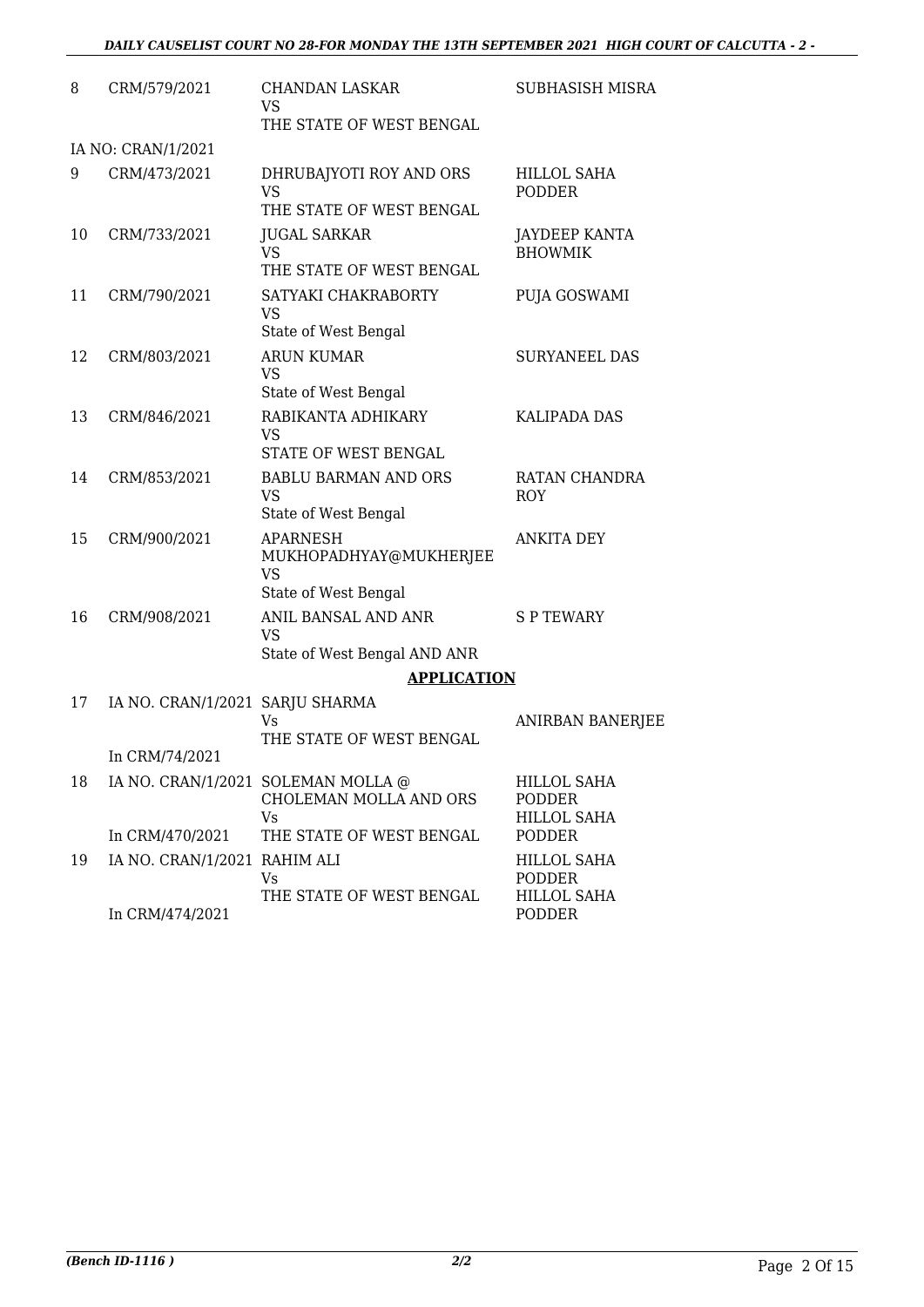| | | | |
|---|---|---|---|
| 8 | CRM/579/2021 | CHANDAN LASKAR<br>VS<br>THE STATE OF WEST BENGAL | SUBHASISH MISRA |
| | IA NO: CRAN/1/2021 | | |
| 9 | CRM/473/2021 | DHRUBAJYOTI ROY AND ORS<br>VS<br>THE STATE OF WEST BENGAL | HILLOL SAHA PODDER |
| 10 | CRM/733/2021 | JUGAL SARKAR<br>VS<br>THE STATE OF WEST BENGAL | JAYDEEP KANTA BHOWMIK |
| 11 | CRM/790/2021 | SATYAKI CHAKRABORTY<br>VS<br>State of West Bengal | PUJA GOSWAMI |
| 12 | CRM/803/2021 | ARUN KUMAR<br>VS<br>State of West Bengal | SURYANEEL DAS |
| 13 | CRM/846/2021 | RABIKANTA ADHIKARY<br>VS<br>STATE OF WEST BENGAL | KALIPADA DAS |
| 14 | CRM/853/2021 | BABLU BARMAN AND ORS<br>VS<br>State of West Bengal | RATAN CHANDRA ROY |
| 15 | CRM/900/2021 | APARNESH MUKHOPADHYAY@MUKHERJEE<br>VS<br>State of West Bengal | ANKITA DEY |
| 16 | CRM/908/2021 | ANIL BANSAL AND ANR<br>VS<br>State of West Bengal AND ANR | S P TEWARY |

## APPLICATION

| | | | |
|---|---|---|---|
| 17 | IA NO. CRAN/1/2021<br>In CRM/74/2021 | SARJU SHARMA<br>Vs<br>THE STATE OF WEST BENGAL | ANIRBAN BANERJEE |
| 18 | IA NO. CRAN/1/2021<br>In CRM/470/2021 | SOLEMAN MOLLA @ CHOLEMAN MOLLA AND ORS<br>Vs<br>THE STATE OF WEST BENGAL | HILLOL SAHA PODDER<br>HILLOL SAHA PODDER |
| 19 | IA NO. CRAN/1/2021<br>In CRM/474/2021 | RAHIM ALI<br>Vs<br>THE STATE OF WEST BENGAL | HILLOL SAHA PODDER<br>HILLOL SAHA PODDER |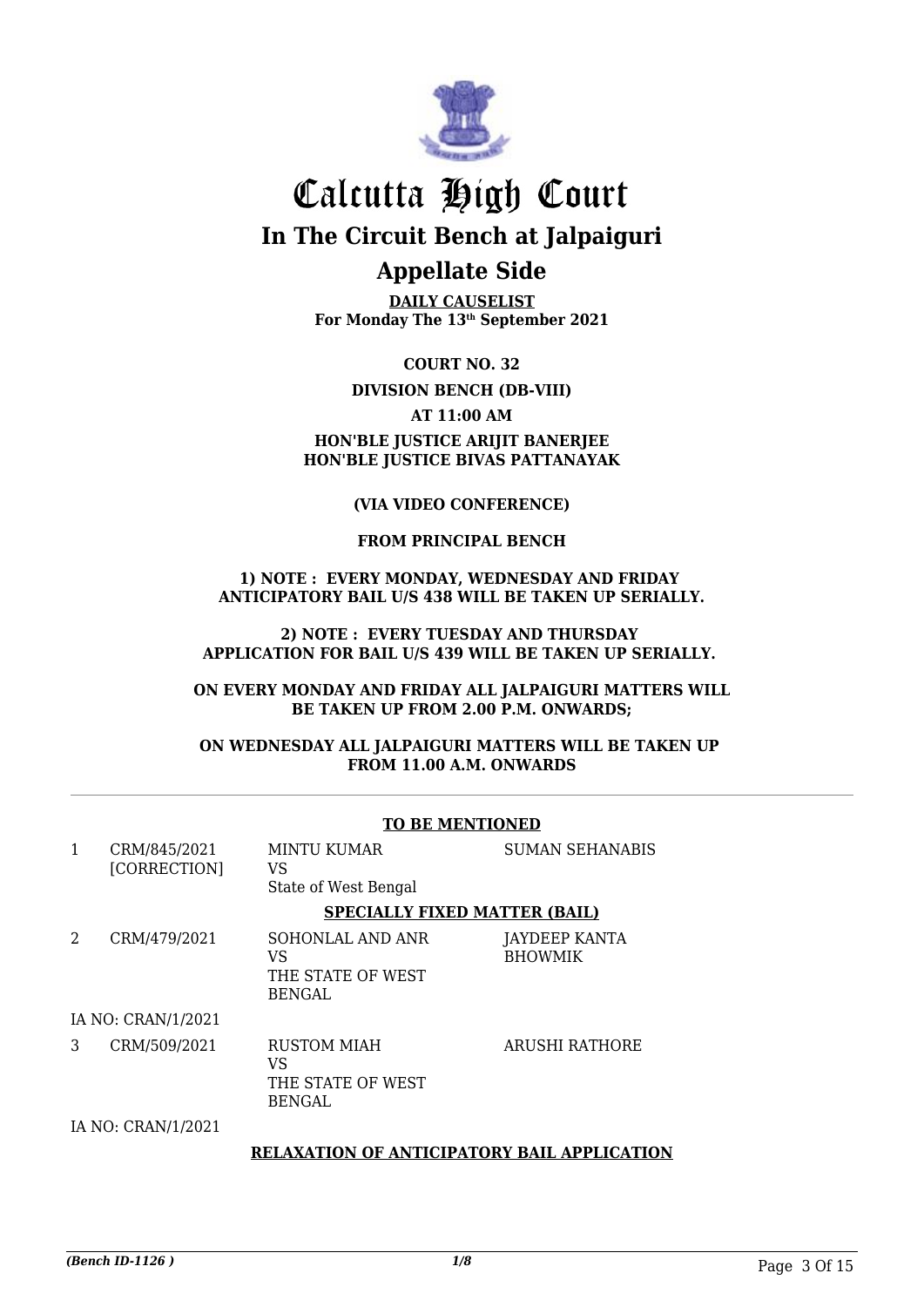# Calcutta High Court

## In The Circuit Bench at Jalpaiguri

## Appellate Side

**DAILY CAUSELIST**
**For Monday The 13th September 2021**

**COURT NO. 32**

**DIVISION BENCH (DB-VIII)**

**AT 11:00 AM**

**HON'BLE JUSTICE ARIJIT BANERJEE**
**HON'BLE JUSTICE BIVAS PATTANAYAK**

**(VIA VIDEO CONFERENCE)**

**FROM PRINCIPAL BENCH**

**1) NOTE : EVERY MONDAY, WEDNESDAY AND FRIDAY ANTICIPATORY BAIL U/S 438 WILL BE TAKEN UP SERIALLY.**

**2) NOTE : EVERY TUESDAY AND THURSDAY APPLICATION FOR BAIL U/S 439 WILL BE TAKEN UP SERIALLY.**

**ON EVERY MONDAY AND FRIDAY ALL JALPAIGURI MATTERS WILL BE TAKEN UP FROM 2.00 P.M. ONWARDS;**

**ON WEDNESDAY ALL JALPAIGURI MATTERS WILL BE TAKEN UP FROM 11.00 A.M. ONWARDS**

**TO BE MENTIONED**

| | | | |
|---|---|---|---|
| 1 | CRM/845/2021 [CORRECTION] | MINTU KUMAR VS State of West Bengal | SUMAN SEHANABIS |

**SPECIALLY FIXED MATTER (BAIL)**

| | | | |
|---|---|---|---|
| 2 | CRM/479/2021 | SOHONLAL AND ANR VS THE STATE OF WEST BENGAL | JAYDEEP KANTA BHOWMIK |
| | IA NO: CRAN/1/2021 | | |
| 3 | CRM/509/2021 | RUSTOM MIAH VS THE STATE OF WEST BENGAL | ARUSHI RATHORE |
| | IA NO: CRAN/1/2021 | | |

**RELAXATION OF ANTICIPATORY BAIL APPLICATION**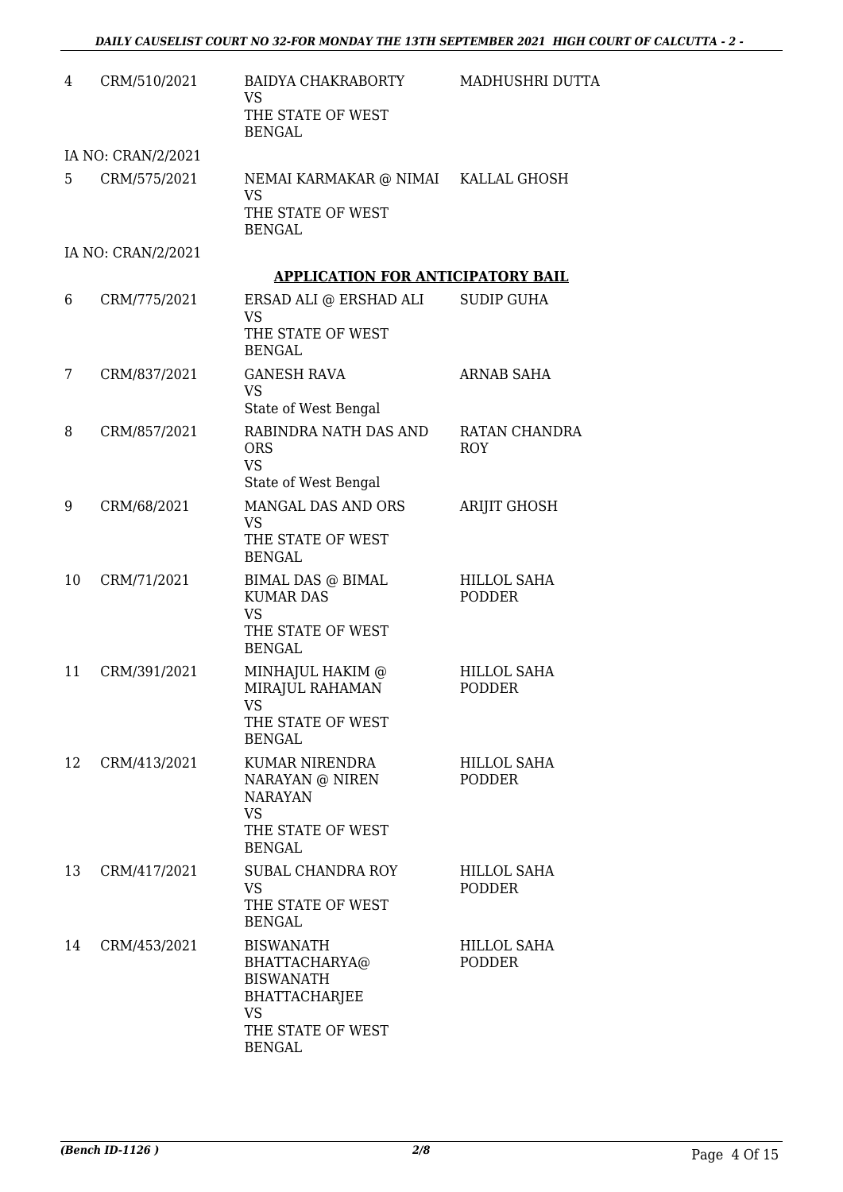| | | | |
|---|---|---|---|
| 4 | CRM/510/2021 | BAIDYA CHAKRABORTY<br>VS<br>THE STATE OF WEST BENGAL | MADHUSHRI DUTTA |
| | IA NO: CRAN/2/2021 | | |
| 5 | CRM/575/2021 | NEMAI KARMAKAR @ NIMAI<br>VS<br>THE STATE OF WEST BENGAL | KALLAL GHOSH |
| | IA NO: CRAN/2/2021 | | |

**APPLICATION FOR ANTICIPATORY BAIL**

| | | | |
|---|---|---|---|
| 6 | CRM/775/2021 | ERSAD ALI @ ERSHAD ALI<br>VS<br>THE STATE OF WEST BENGAL | SUDIP GUHA |
| 7 | CRM/837/2021 | GANESH RAVA<br>VS<br>State of West Bengal | ARNAB SAHA |
| 8 | CRM/857/2021 | RABINDRA NATH DAS AND ORS<br>VS<br>State of West Bengal | RATAN CHANDRA ROY |
| 9 | CRM/68/2021 | MANGAL DAS AND ORS<br>VS<br>THE STATE OF WEST BENGAL | ARIJIT GHOSH |
| 10 | CRM/71/2021 | BIMAL DAS @ BIMAL KUMAR DAS<br>VS<br>THE STATE OF WEST BENGAL | HILLOL SAHA PODDER |
| 11 | CRM/391/2021 | MINHAJUL HAKIM @ MIRAJUL RAHAMAN<br>VS<br>THE STATE OF WEST BENGAL | HILLOL SAHA PODDER |
| 12 | CRM/413/2021 | KUMAR NIRENDRA NARAYAN @ NIREN NARAYAN<br>VS<br>THE STATE OF WEST BENGAL | HILLOL SAHA PODDER |
| 13 | CRM/417/2021 | SUBAL CHANDRA ROY<br>VS<br>THE STATE OF WEST BENGAL | HILLOL SAHA PODDER |
| 14 | CRM/453/2021 | BISWANATH BHATTACHARYA@ BISWANATH BHATTACHARJEE<br>VS<br>THE STATE OF WEST BENGAL | HILLOL SAHA PODDER |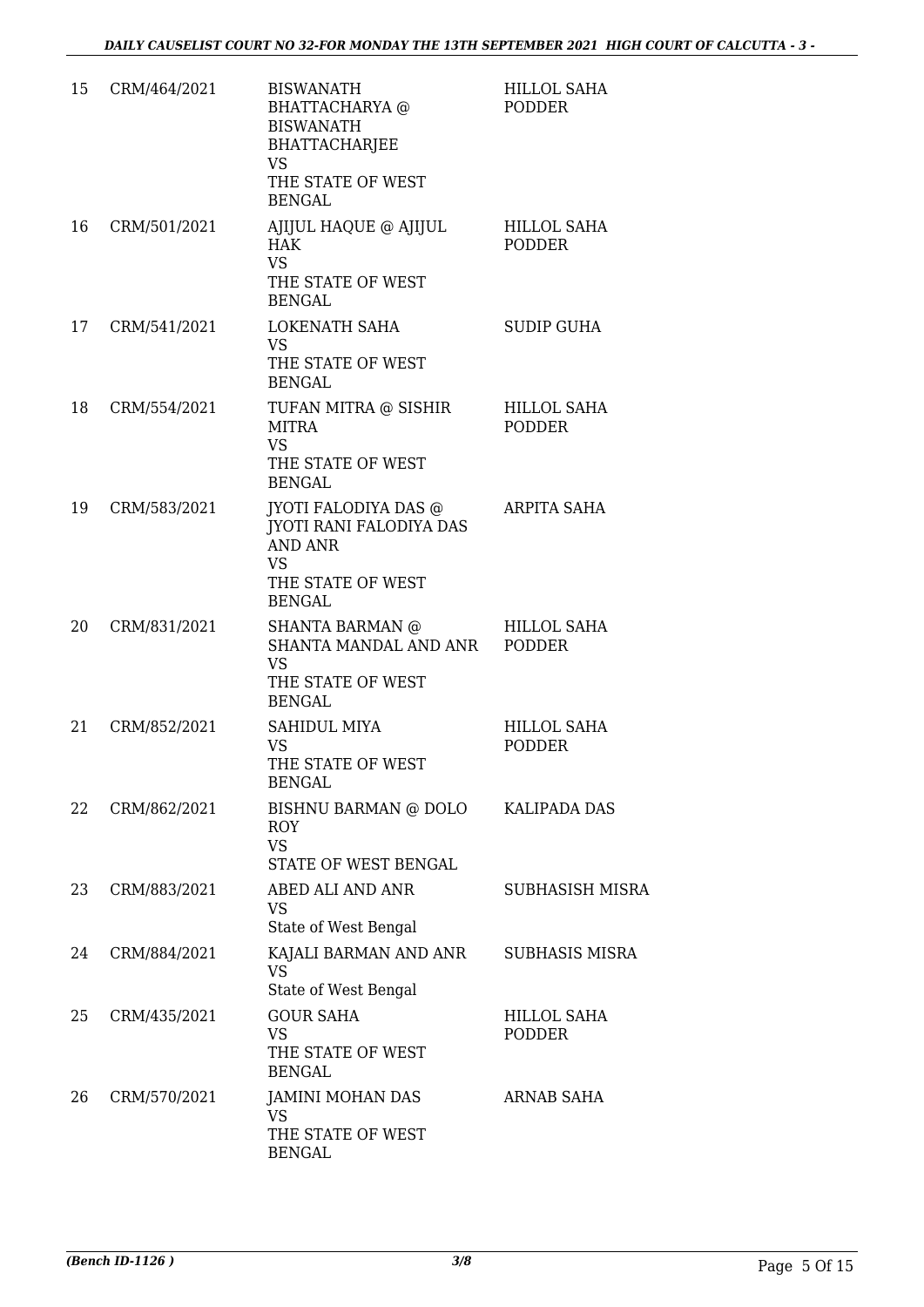| | | | |
|---|---|---|---|
| 15 | CRM/464/2021 | BISWANATH BHATTACHARYA @ BISWANATH BHATTACHARJEE<br>VS<br>THE STATE OF WEST BENGAL | HILLOL SAHA PODDER |
| 16 | CRM/501/2021 | AJIJUL HAQUE @ AJIJUL HAK<br>VS<br>THE STATE OF WEST BENGAL | HILLOL SAHA PODDER |
| 17 | CRM/541/2021 | LOKENATH SAHA<br>VS<br>THE STATE OF WEST BENGAL | SUDIP GUHA |
| 18 | CRM/554/2021 | TUFAN MITRA @ SISHIR MITRA<br>VS<br>THE STATE OF WEST BENGAL | HILLOL SAHA PODDER |
| 19 | CRM/583/2021 | JYOTI FALODIYA DAS @ JYOTI RANI FALODIYA DAS AND ANR<br>VS<br>THE STATE OF WEST BENGAL | ARPITA SAHA |
| 20 | CRM/831/2021 | SHANTA BARMAN @ SHANTA MANDAL AND ANR<br>VS<br>THE STATE OF WEST BENGAL | HILLOL SAHA PODDER |
| 21 | CRM/852/2021 | SAHIDUL MIYA<br>VS<br>THE STATE OF WEST BENGAL | HILLOL SAHA PODDER |
| 22 | CRM/862/2021 | BISHNU BARMAN @ DOLO ROY<br>VS<br>STATE OF WEST BENGAL | KALIPADA DAS |
| 23 | CRM/883/2021 | ABED ALI AND ANR<br>VS<br>State of West Bengal | SUBHASISH MISRA |
| 24 | CRM/884/2021 | KAJALI BARMAN AND ANR<br>VS<br>State of West Bengal | SUBHASIS MISRA |
| 25 | CRM/435/2021 | GOUR SAHA<br>VS<br>THE STATE OF WEST BENGAL | HILLOL SAHA PODDER |
| 26 | CRM/570/2021 | JAMINI MOHAN DAS<br>VS<br>THE STATE OF WEST BENGAL | ARNAB SAHA |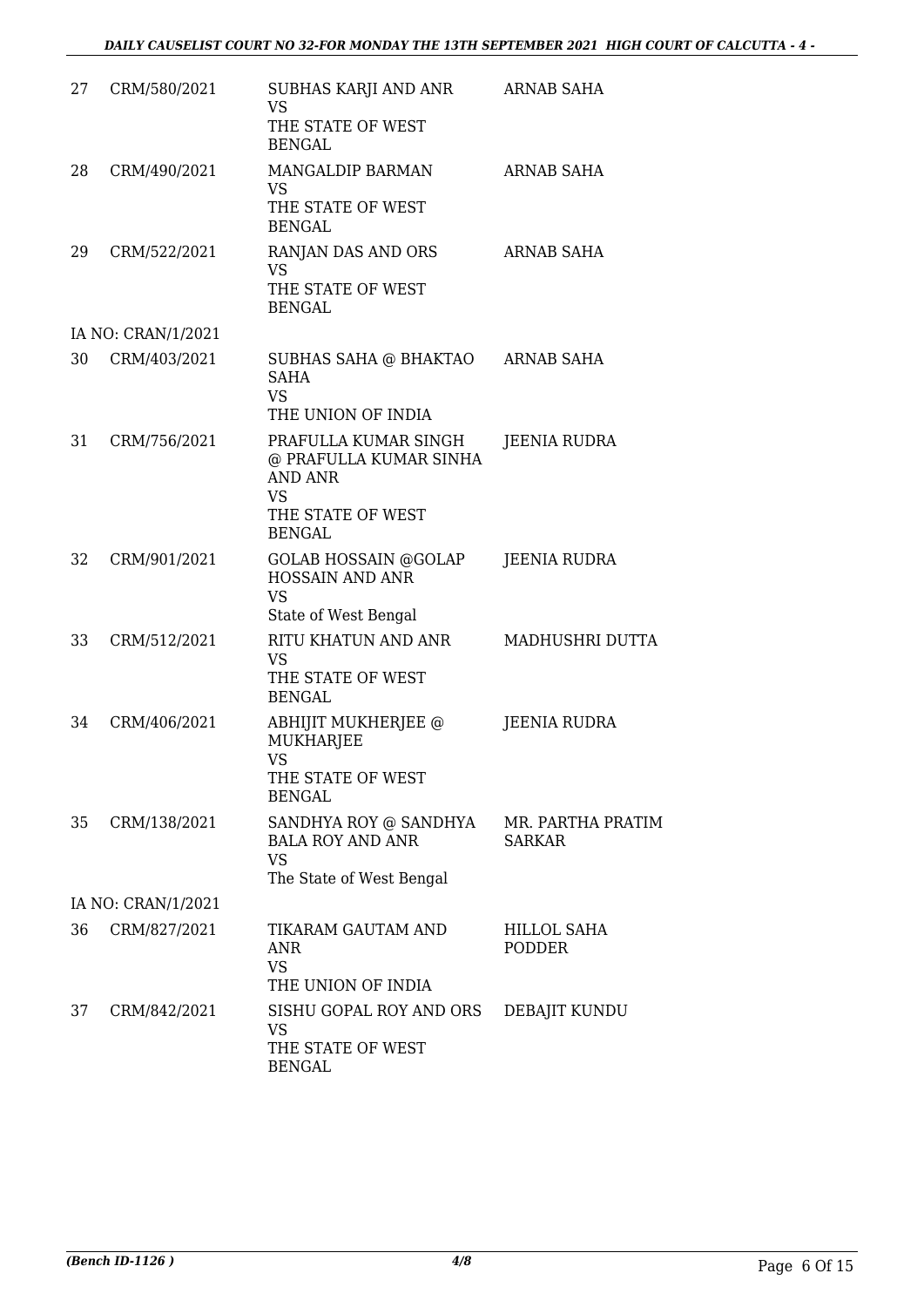| | | | |
|---|---|---|---|
| 27 | CRM/580/2021 | SUBHAS KARJI AND ANR<br>VS<br>THE STATE OF WEST BENGAL | ARNAB SAHA |
| 28 | CRM/490/2021 | MANGALDIP BARMAN<br>VS<br>THE STATE OF WEST BENGAL | ARNAB SAHA |
| 29 | CRM/522/2021 | RANJAN DAS AND ORS<br>VS<br>THE STATE OF WEST BENGAL | ARNAB SAHA |
| IA NO: CRAN/1/2021 | | | |
| 30 | CRM/403/2021 | SUBHAS SAHA @ BHAKTAO SAHA<br>VS<br>THE UNION OF INDIA | ARNAB SAHA |
| 31 | CRM/756/2021 | PRAFULLA KUMAR SINGH @ PRAFULLA KUMAR SINHA AND ANR<br>VS<br>THE STATE OF WEST BENGAL | JEENIA RUDRA |
| 32 | CRM/901/2021 | GOLAB HOSSAIN @GOLAP HOSSAIN AND ANR<br>VS<br>State of West Bengal | JEENIA RUDRA |
| 33 | CRM/512/2021 | RITU KHATUN AND ANR<br>VS<br>THE STATE OF WEST BENGAL | MADHUSHRI DUTTA |
| 34 | CRM/406/2021 | ABHIJIT MUKHERJEE @ MUKHARJEE<br>VS<br>THE STATE OF WEST BENGAL | JEENIA RUDRA |
| 35 | CRM/138/2021 | SANDHYA ROY @ SANDHYA BALA ROY AND ANR<br>VS<br>The State of West Bengal | MR. PARTHA PRATIM SARKAR |
| IA NO: CRAN/1/2021 | | | |
| 36 | CRM/827/2021 | TIKARAM GAUTAM AND ANR<br>VS<br>THE UNION OF INDIA | HILLOL SAHA PODDER |
| 37 | CRM/842/2021 | SISHU GOPAL ROY AND ORS<br>VS<br>THE STATE OF WEST BENGAL | DEBAJIT KUNDU |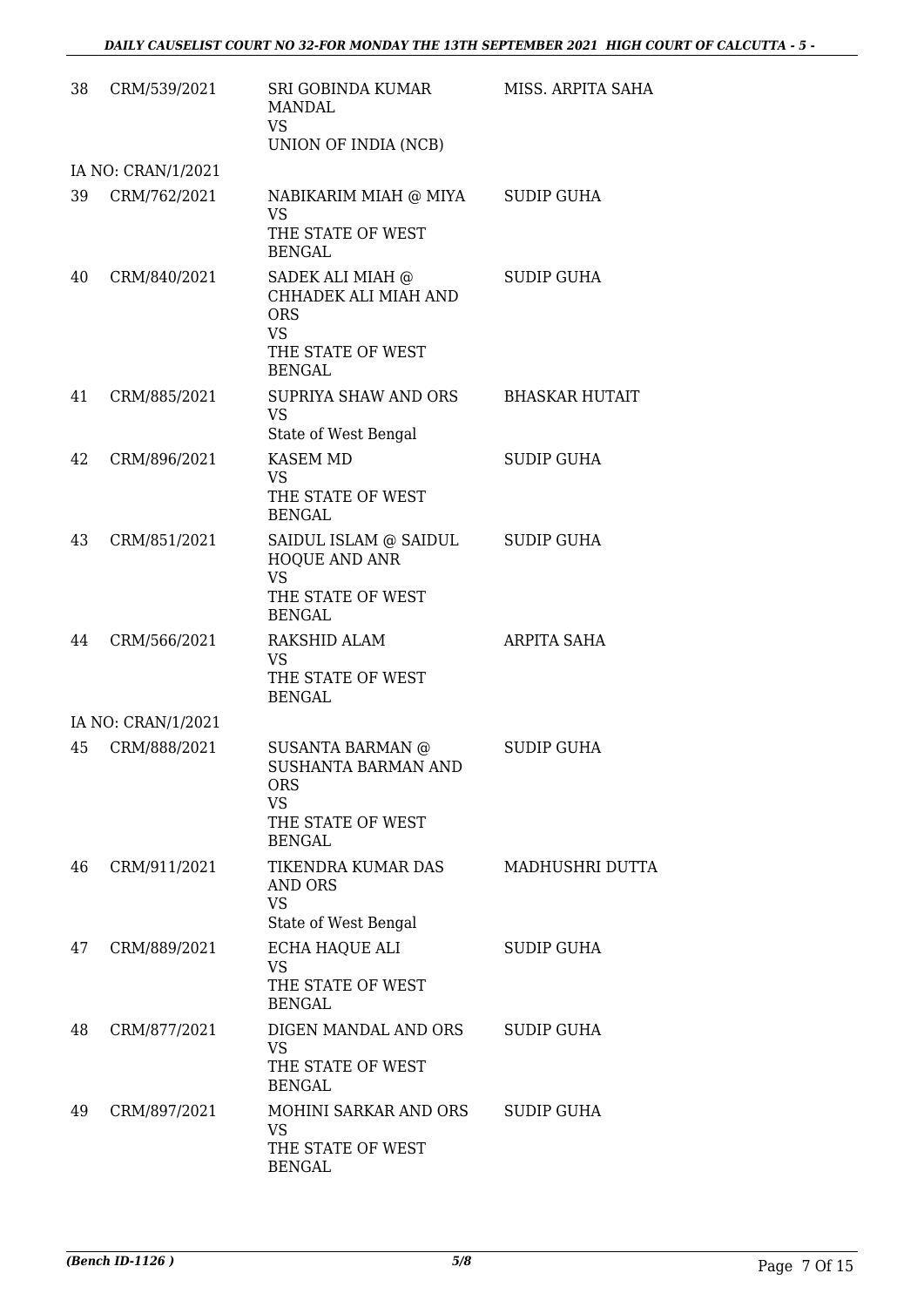| | | | |
|---|---|---|---|
| 38 | CRM/539/2021 | SRI GOBINDA KUMAR MANDAL VS UNION OF INDIA (NCB) | MISS. ARPITA SAHA |
| | IA NO: CRAN/1/2021 | | |
| 39 | CRM/762/2021 | NABIKARIM MIAH @ MIYA VS THE STATE OF WEST BENGAL | SUDIP GUHA |
| 40 | CRM/840/2021 | SADEK ALI MIAH @ CHHADEK ALI MIAH AND ORS VS THE STATE OF WEST BENGAL | SUDIP GUHA |
| 41 | CRM/885/2021 | SUPRIYA SHAW AND ORS VS State of West Bengal | BHASKAR HUTAIT |
| 42 | CRM/896/2021 | KASEM MD VS THE STATE OF WEST BENGAL | SUDIP GUHA |
| 43 | CRM/851/2021 | SAIDUL ISLAM @ SAIDUL HOQUE AND ANR VS THE STATE OF WEST BENGAL | SUDIP GUHA |
| 44 | CRM/566/2021 | RAKSHID ALAM VS THE STATE OF WEST BENGAL | ARPITA SAHA |
| | IA NO: CRAN/1/2021 | | |
| 45 | CRM/888/2021 | SUSANTA BARMAN @ SUSHANTA BARMAN AND ORS VS THE STATE OF WEST BENGAL | SUDIP GUHA |
| 46 | CRM/911/2021 | TIKENDRA KUMAR DAS AND ORS VS State of West Bengal | MADHUSHRI DUTTA |
| 47 | CRM/889/2021 | ECHA HAQUE ALI VS THE STATE OF WEST BENGAL | SUDIP GUHA |
| 48 | CRM/877/2021 | DIGEN MANDAL AND ORS VS THE STATE OF WEST BENGAL | SUDIP GUHA |
| 49 | CRM/897/2021 | MOHINI SARKAR AND ORS VS THE STATE OF WEST BENGAL | SUDIP GUHA |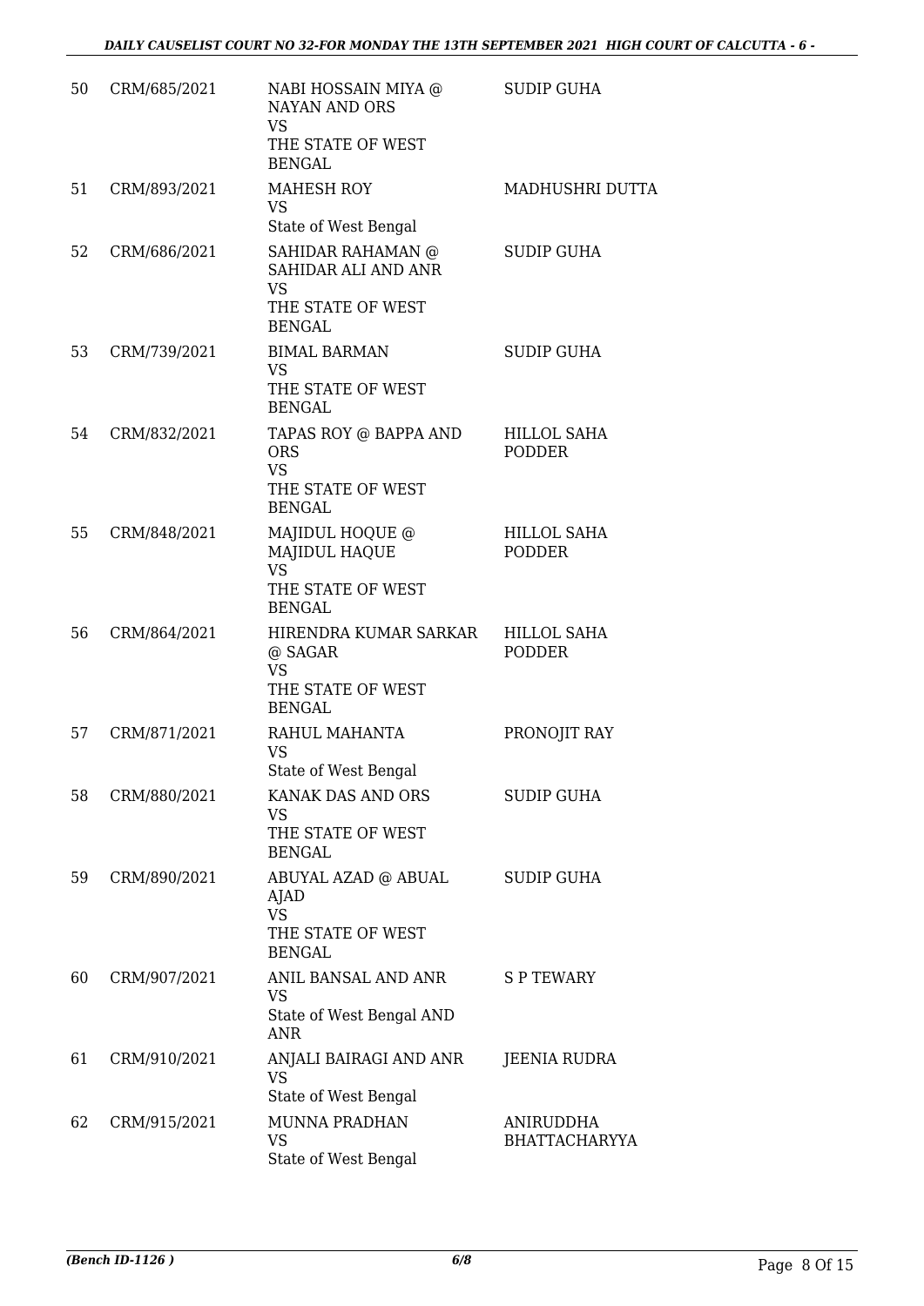| 50 | CRM/685/2021 | NABI HOSSAIN MIYA @ NAYAN AND ORS VS THE STATE OF WEST BENGAL | SUDIP GUHA |
|---|---|---|---|
| 51 | CRM/893/2021 | MAHESH ROY VS State of West Bengal | MADHUSHRI DUTTA |
| 52 | CRM/686/2021 | SAHIDAR RAHAMAN @ SAHIDAR ALI AND ANR VS THE STATE OF WEST BENGAL | SUDIP GUHA |
| 53 | CRM/739/2021 | BIMAL BARMAN VS THE STATE OF WEST BENGAL | SUDIP GUHA |
| 54 | CRM/832/2021 | TAPAS ROY @ BAPPA AND ORS VS THE STATE OF WEST BENGAL | HILLOL SAHA PODDER |
| 55 | CRM/848/2021 | MAJIDUL HOQUE @ MAJIDUL HAQUE VS THE STATE OF WEST BENGAL | HILLOL SAHA PODDER |
| 56 | CRM/864/2021 | HIRENDRA KUMAR SARKAR @ SAGAR VS THE STATE OF WEST BENGAL | HILLOL SAHA PODDER |
| 57 | CRM/871/2021 | RAHUL MAHANTA VS State of West Bengal | PRONOJIT RAY |
| 58 | CRM/880/2021 | KANAK DAS AND ORS VS THE STATE OF WEST BENGAL | SUDIP GUHA |
| 59 | CRM/890/2021 | ABUYAL AZAD @ ABUAL AJAD VS THE STATE OF WEST BENGAL | SUDIP GUHA |
| 60 | CRM/907/2021 | ANIL BANSAL AND ANR VS State of West Bengal AND ANR | S P TEWARY |
| 61 | CRM/910/2021 | ANJALI BAIRAGI AND ANR VS State of West Bengal | JEENIA RUDRA |
| 62 | CRM/915/2021 | MUNNA PRADHAN VS State of West Bengal | ANIRUDDHA BHATTACHARYYA |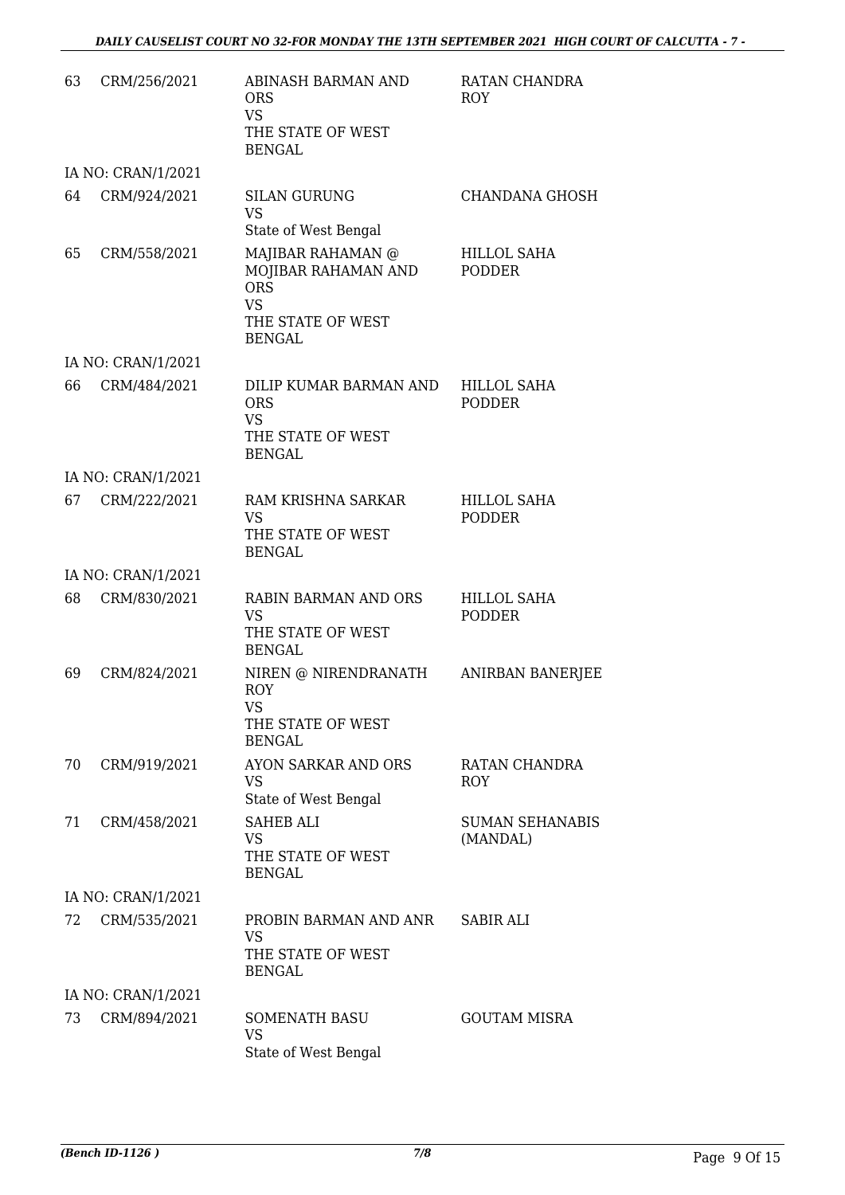| | | | |
|---|---|---|---|
| 63 | CRM/256/2021 | ABINASH BARMAN AND ORS<br>VS<br>THE STATE OF WEST BENGAL | RATAN CHANDRA ROY |
| | IA NO: CRAN/1/2021 | | |
| 64 | CRM/924/2021 | SILAN GURUNG<br>VS<br>State of West Bengal | CHANDANA GHOSH |
| 65 | CRM/558/2021 | MAJIBAR RAHAMAN @ MOJIBAR RAHAMAN AND ORS<br>VS<br>THE STATE OF WEST BENGAL | HILLOL SAHA PODDER |
| | IA NO: CRAN/1/2021 | | |
| 66 | CRM/484/2021 | DILIP KUMAR BARMAN AND ORS<br>VS<br>THE STATE OF WEST BENGAL | HILLOL SAHA PODDER |
| | IA NO: CRAN/1/2021 | | |
| 67 | CRM/222/2021 | RAM KRISHNA SARKAR<br>VS<br>THE STATE OF WEST BENGAL | HILLOL SAHA PODDER |
| | IA NO: CRAN/1/2021 | | |
| 68 | CRM/830/2021 | RABIN BARMAN AND ORS<br>VS<br>THE STATE OF WEST BENGAL | HILLOL SAHA PODDER |
| 69 | CRM/824/2021 | NIREN @ NIRENDRANATH ROY<br>VS<br>THE STATE OF WEST BENGAL | ANIRBAN BANERJEE |
| 70 | CRM/919/2021 | AYON SARKAR AND ORS<br>VS<br>State of West Bengal | RATAN CHANDRA ROY |
| 71 | CRM/458/2021 | SAHEB ALI<br>VS<br>THE STATE OF WEST BENGAL | SUMAN SEHANABIS (MANDAL) |
| | IA NO: CRAN/1/2021 | | |
| 72 | CRM/535/2021 | PROBIN BARMAN AND ANR<br>VS<br>THE STATE OF WEST BENGAL | SABIR ALI |
| | IA NO: CRAN/1/2021 | | |
| 73 | CRM/894/2021 | SOMENATH BASU<br>VS<br>State of West Bengal | GOUTAM MISRA |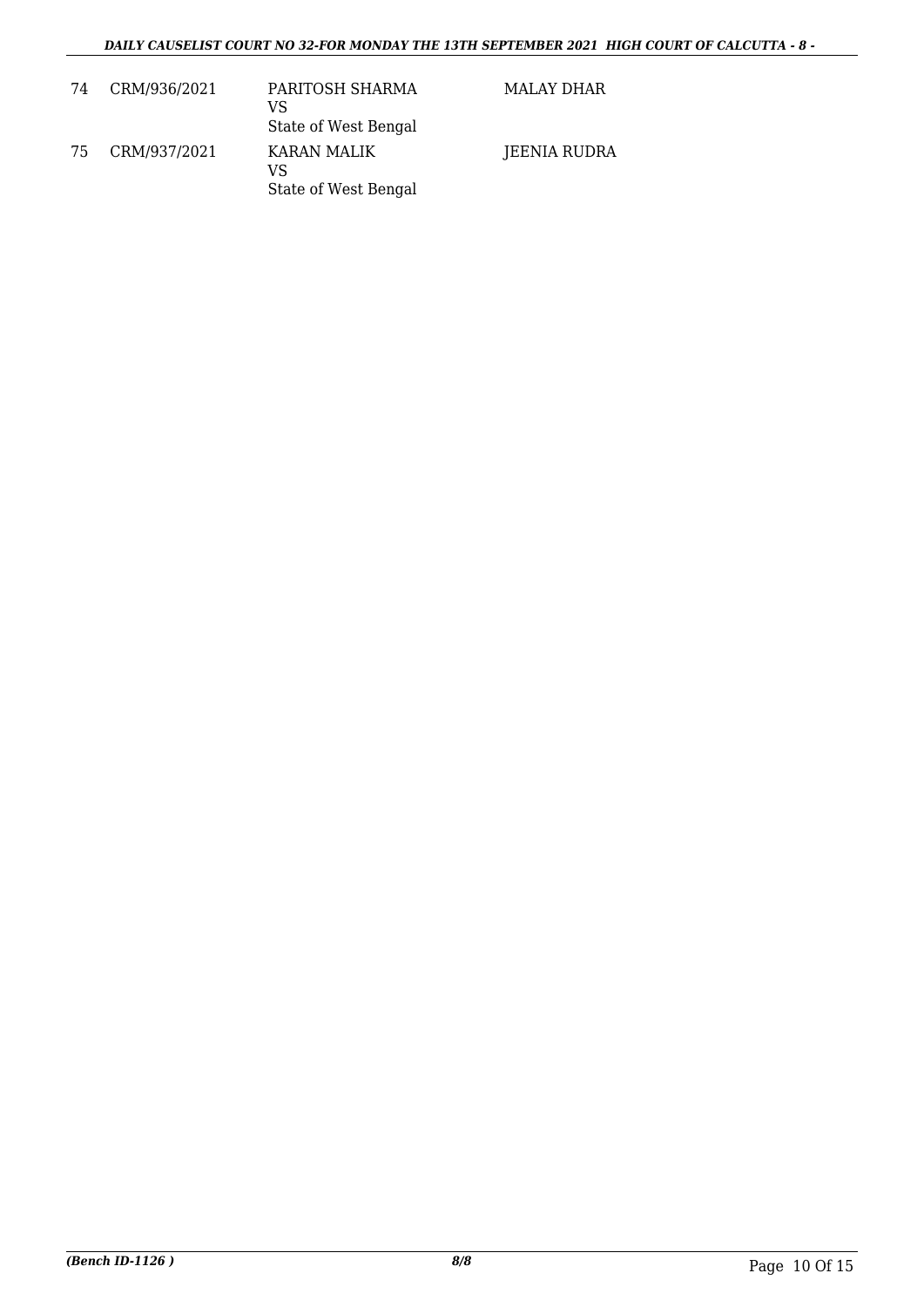| 74 | CRM/936/2021 | PARITOSH SHARMA<br>VS<br>State of West Bengal | MALAY DHAR |
|---|---|---|---|
| 75 | CRM/937/2021 | KARAN MALIK<br>VS<br>State of West Bengal | JEENIA RUDRA |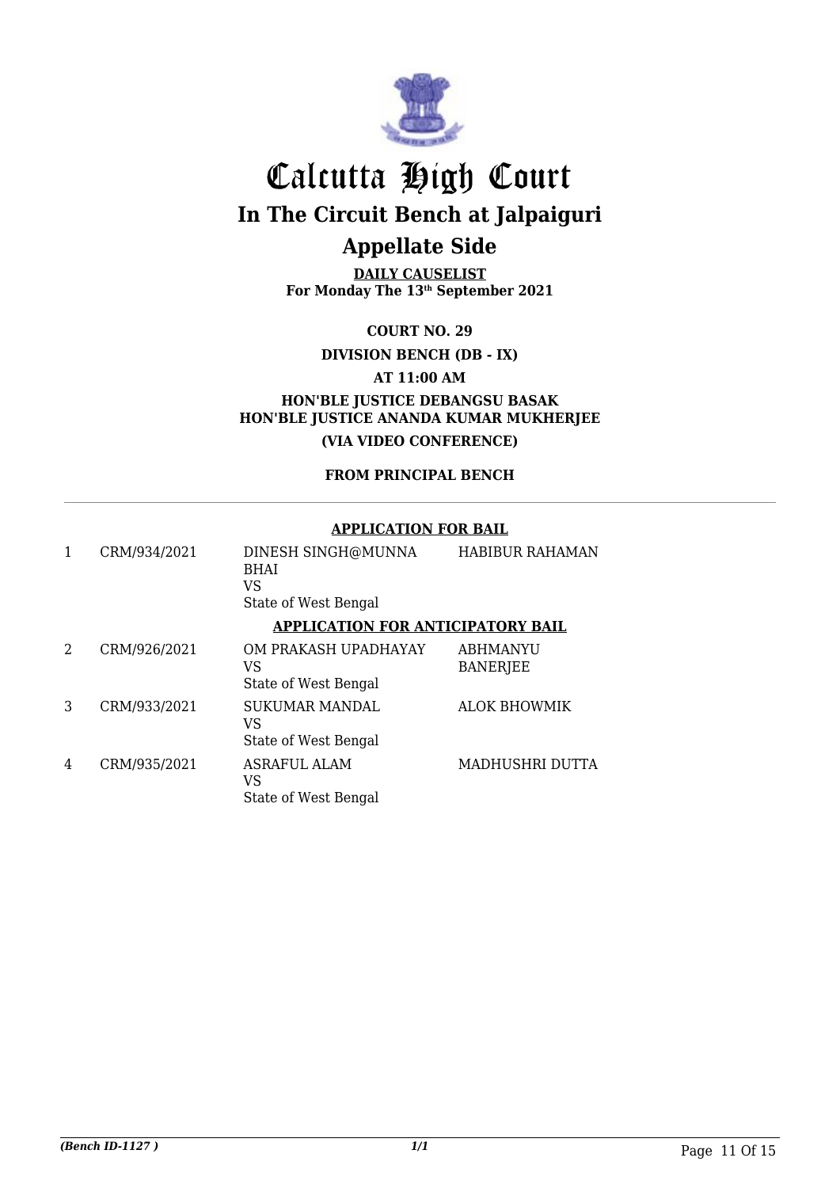# Calcutta High Court

## In The Circuit Bench at Jalpaiguri

## Appellate Side

**DAILY CAUSELIST**
**For Monday The 13th September 2021**

**COURT NO. 29**

**DIVISION BENCH (DB - IX)**

**AT 11:00 AM**

**HON'BLE JUSTICE DEBANGSU BASAK**
**HON'BLE JUSTICE ANANDA KUMAR MUKHERJEE**

**(VIA VIDEO CONFERENCE)**

**FROM PRINCIPAL BENCH**

---

**APPLICATION FOR BAIL**

| | | | |
|---|---|---|---|
| 1 | CRM/934/2021 | DINESH SINGH@MUNNA BHAI VS State of West Bengal | HABIBUR RAHAMAN |

**APPLICATION FOR ANTICIPATORY BAIL**

| | | | |
|---|---|---|---|
| 2 | CRM/926/2021 | OM PRAKASH UPADHAYAY VS State of West Bengal | ABHMANYU BANERJEE |
| 3 | CRM/933/2021 | SUKUMAR MANDAL VS State of West Bengal | ALOK BHOWMIK |
| 4 | CRM/935/2021 | ASRAFUL ALAM VS State of West Bengal | MADHUSHRI DUTTA |

*(Bench ID-1127 )* 1/1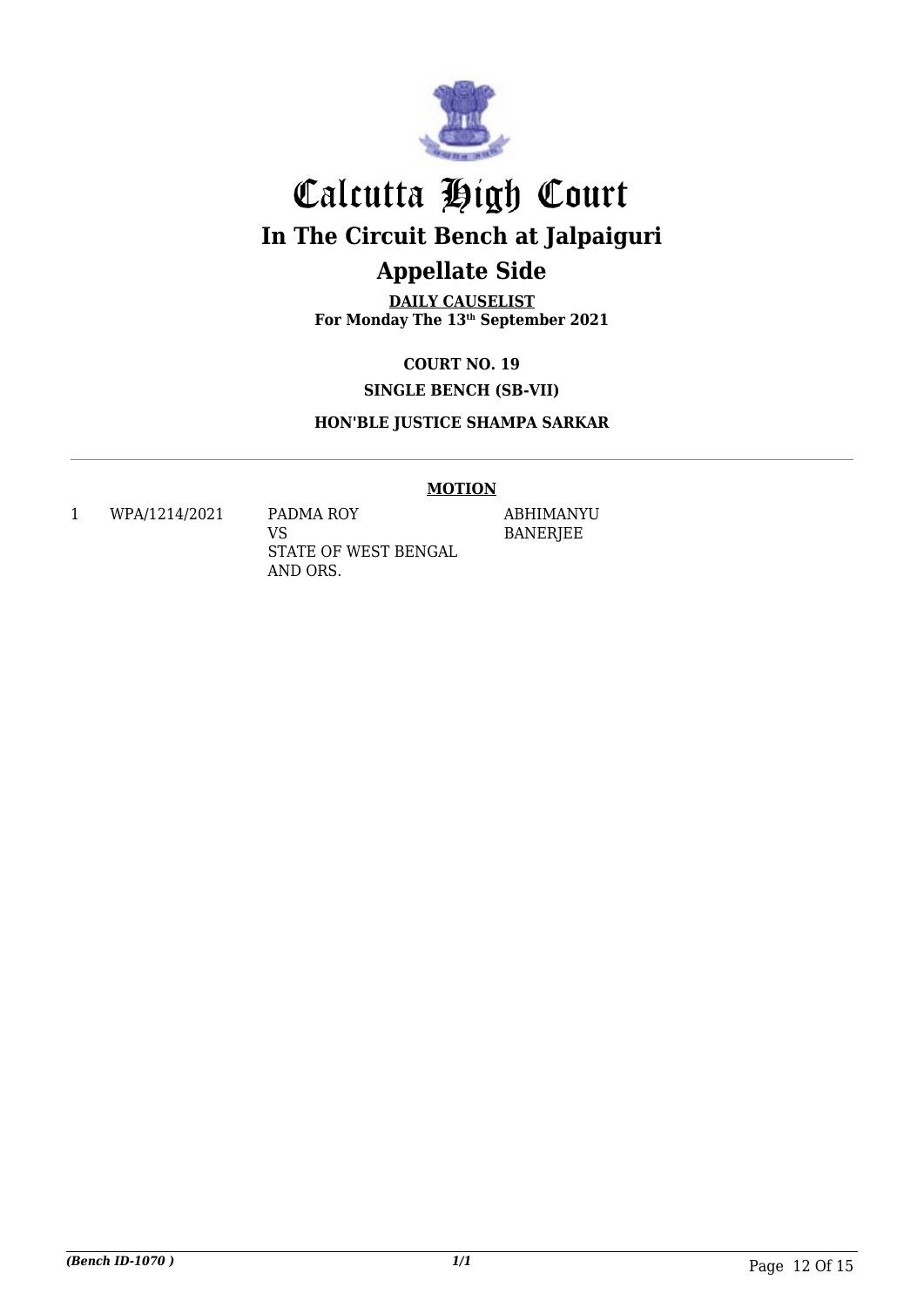# Calcutta High Court

## In The Circuit Bench at Jalpaiguri

## Appellate Side

**DAILY CAUSELIST**
**For Monday The 13th September 2021**

**COURT NO. 19**

**SINGLE BENCH (SB-VII)**

**HON'BLE JUSTICE SHAMPA SARKAR**

**MOTION**

| | | | |
|---|---|---|---|
| 1 | WPA/1214/2021 | PADMA ROY<br>VS<br>STATE OF WEST BENGAL AND ORS. | ABHIMANYU BANERJEE |

*(Bench ID-1070 )* *1/1*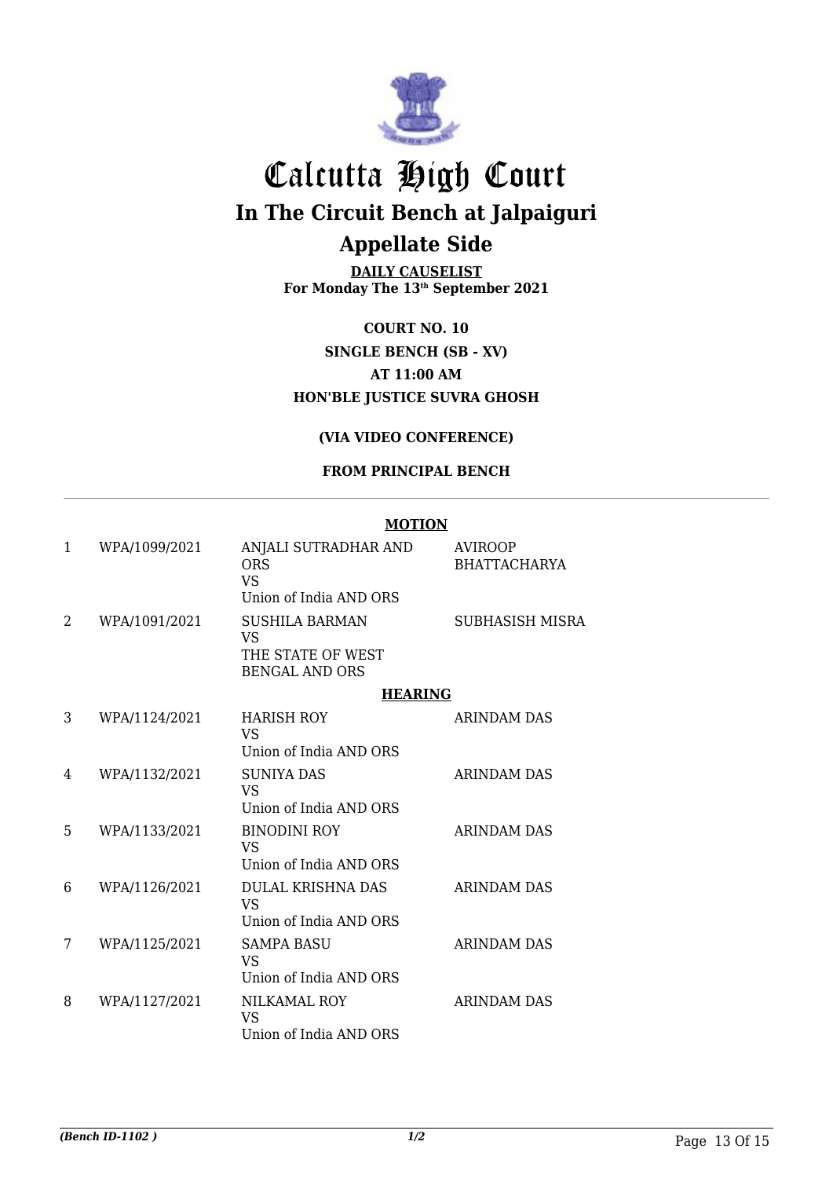# Calcutta High Court

## In The Circuit Bench at Jalpaiguri

## Appellate Side

**DAILY CAUSELIST**
**For Monday The 13th September 2021**

**COURT NO. 10**
**SINGLE BENCH (SB - XV)**
**AT 11:00 AM**
**HON'BLE JUSTICE SUVRA GHOSH**

**(VIA VIDEO CONFERENCE)**

**FROM PRINCIPAL BENCH**

**MOTION**

| | | | |
|---|---|---|---|
| 1 | WPA/1099/2021 | ANJALI SUTRADHAR AND ORS<br>VS<br>Union of India AND ORS | AVIROOP BHATTACHARYA |
| 2 | WPA/1091/2021 | SUSHILA BARMAN<br>VS<br>THE STATE OF WEST BENGAL AND ORS | SUBHASISH MISRA |

**HEARING**

| | | | |
|---|---|---|---|
| 3 | WPA/1124/2021 | HARISH ROY<br>VS<br>Union of India AND ORS | ARINDAM DAS |
| 4 | WPA/1132/2021 | SUNIYA DAS<br>VS<br>Union of India AND ORS | ARINDAM DAS |
| 5 | WPA/1133/2021 | BINODINI ROY<br>VS<br>Union of India AND ORS | ARINDAM DAS |
| 6 | WPA/1126/2021 | DULAL KRISHNA DAS<br>VS<br>Union of India AND ORS | ARINDAM DAS |
| 7 | WPA/1125/2021 | SAMPA BASU<br>VS<br>Union of India AND ORS | ARINDAM DAS |
| 8 | WPA/1127/2021 | NILKAMAL ROY<br>VS<br>Union of India AND ORS | ARINDAM DAS |

*(Bench ID-1102 )*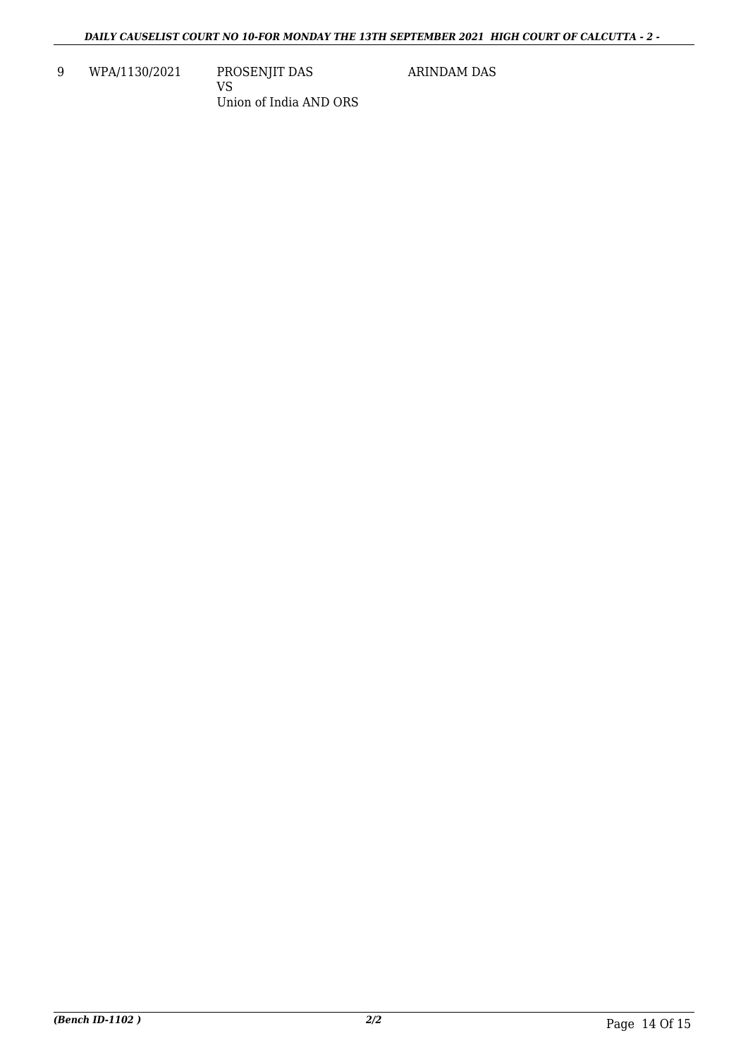| 9 | WPA/1130/2021 | PROSENJIT DAS<br>VS<br>Union of India AND ORS | ARINDAM DAS |
|---|---|---|---|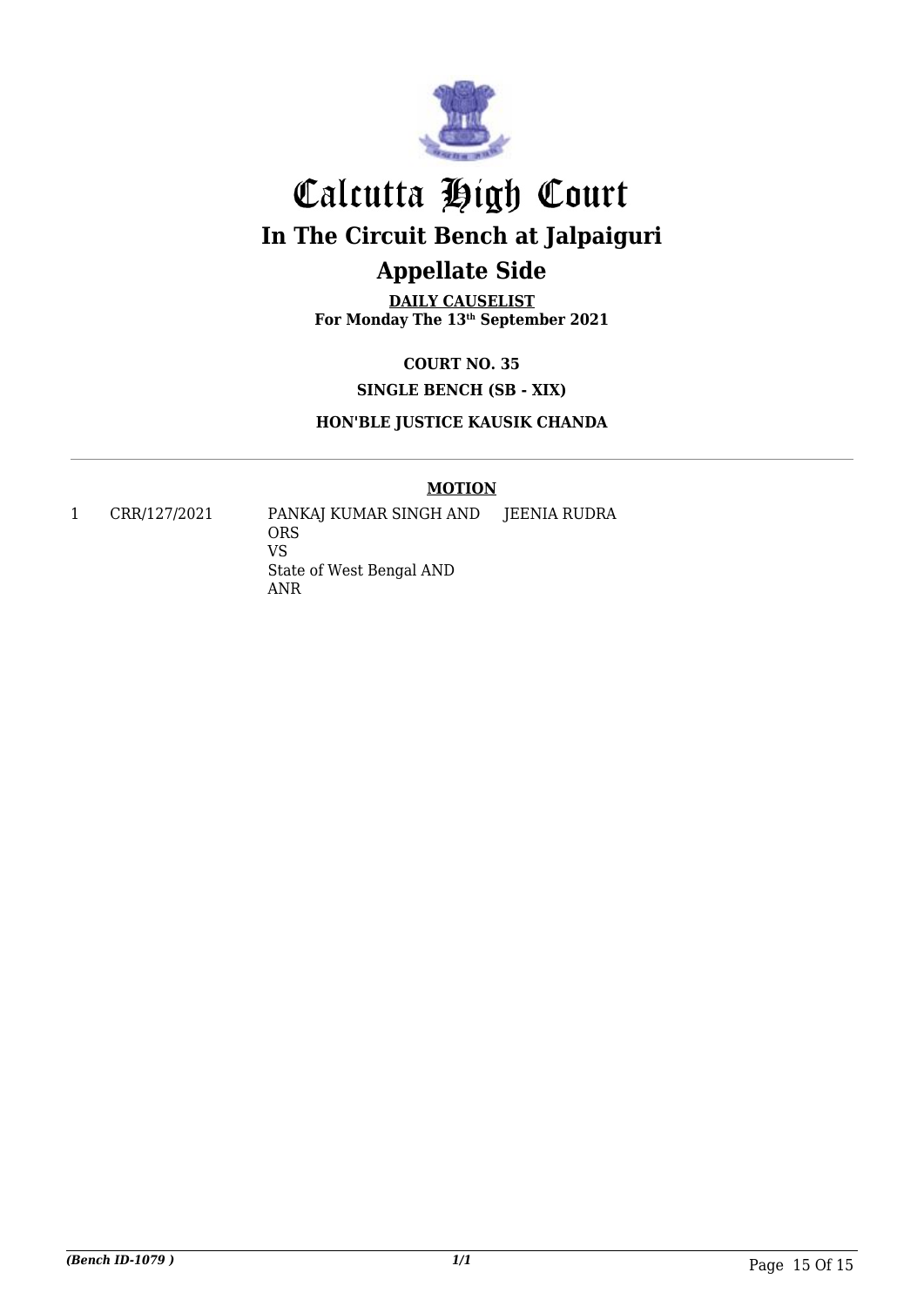# Calcutta High Court

## In The Circuit Bench at Jalpaiguri

## Appellate Side

**DAILY CAUSELIST**
**For Monday The 13th September 2021**

**COURT NO. 35**

**SINGLE BENCH (SB - XIX)**

**HON'BLE JUSTICE KAUSIK CHANDA**

**MOTION**

| | | | |
|---|---|---|---|
| 1 | CRR/127/2021 | PANKAJ KUMAR SINGH AND ORS<br>VS<br>State of West Bengal AND ANR | JEENIA RUDRA |

*(Bench ID-1079 )*